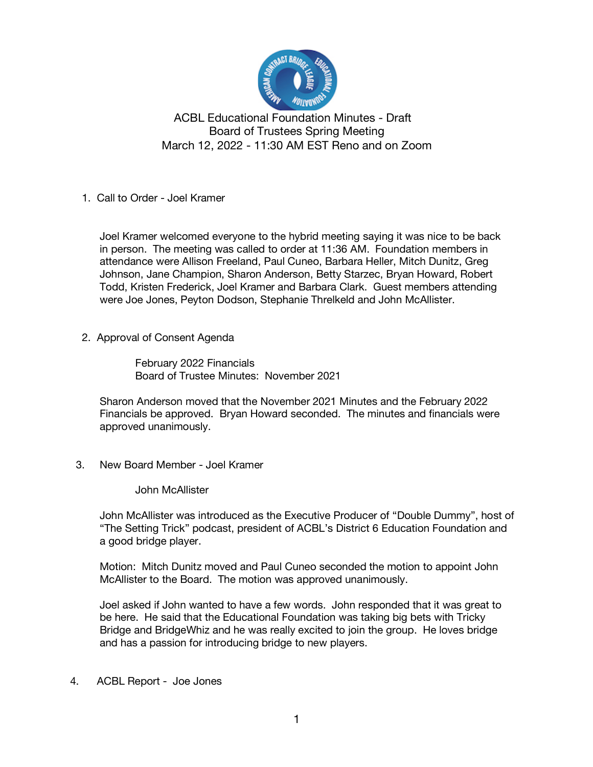# ACBL Educational Foundation Minutes - Draft
## Board of Trustees Spring Meeting
## March 12, 2022 - 11:30 AM EST Reno and on Zoom

1. Call to Order - Joel Kramer

   Joel Kramer welcomed everyone to the hybrid meeting saying it was nice to be back in person. The meeting was called to order at 11:36 AM. Foundation members in attendance were Allison Freeland, Paul Cuneo, Barbara Heller, Mitch Dunitz, Greg Johnson, Jane Champion, Sharon Anderson, Betty Starzec, Bryan Howard, Robert Todd, Kristen Frederick, Joel Kramer and Barbara Clark. Guest members attending were Joe Jones, Peyton Dodson, Stephanie Threlkeld and John McAllister.

2. Approval of Consent Agenda

   February 2022 Financials
   Board of Trustee Minutes: November 2021

   Sharon Anderson moved that the November 2021 Minutes and the February 2022 Financials be approved. Bryan Howard seconded. The minutes and financials were approved unanimously.

3. New Board Member - Joel Kramer

   John McAllister

   John McAllister was introduced as the Executive Producer of "Double Dummy", host of "The Setting Trick" podcast, president of ACBL's District 6 Education Foundation and a good bridge player.

   Motion: Mitch Dunitz moved and Paul Cuneo seconded the motion to appoint John McAllister to the Board. The motion was approved unanimously.

   Joel asked if John wanted to have a few words. John responded that it was great to be here. He said that the Educational Foundation was taking big bets with Tricky Bridge and BridgeWhiz and he was really excited to join the group. He loves bridge and has a passion for introducing bridge to new players.

4. ACBL Report - Joe Jones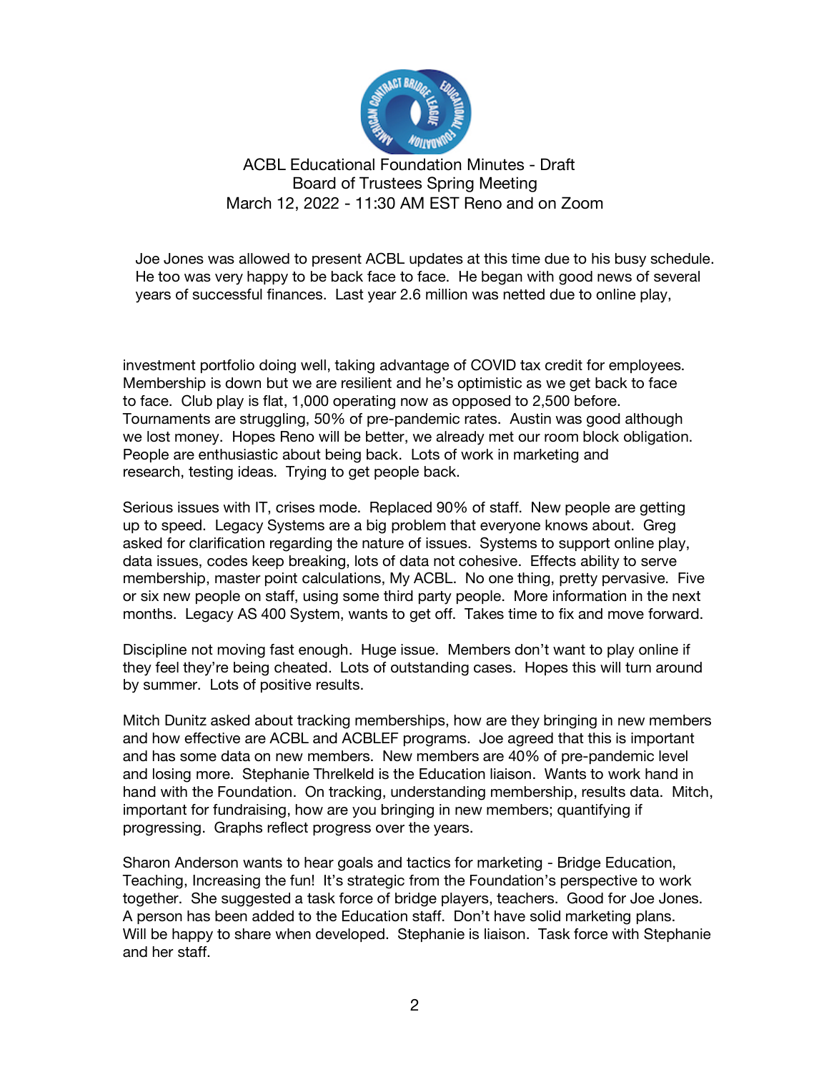ACBL Educational Foundation Minutes - Draft
Board of Trustees Spring Meeting
March 12, 2022 - 11:30 AM EST Reno and on Zoom

Joe Jones was allowed to present ACBL updates at this time due to his busy schedule. He too was very happy to be back face to face. He began with good news of several years of successful finances. Last year 2.6 million was netted due to online play, investment portfolio doing well, taking advantage of COVID tax credit for employees. Membership is down but we are resilient and he's optimistic as we get back to face to face. Club play is flat, 1,000 operating now as opposed to 2,500 before. Tournaments are struggling, 50% of pre-pandemic rates. Austin was good although we lost money. Hopes Reno will be better, we already met our room block obligation. People are enthusiastic about being back. Lots of work in marketing and research, testing ideas. Trying to get people back.

Serious issues with IT, crises mode. Replaced 90% of staff. New people are getting up to speed. Legacy Systems are a big problem that everyone knows about. Greg asked for clarification regarding the nature of issues. Systems to support online play, data issues, codes keep breaking, lots of data not cohesive. Effects ability to serve membership, master point calculations, My ACBL. No one thing, pretty pervasive. Five or six new people on staff, using some third party people. More information in the next months. Legacy AS 400 System, wants to get off. Takes time to fix and move forward.

Discipline not moving fast enough. Huge issue. Members don't want to play online if they feel they're being cheated. Lots of outstanding cases. Hopes this will turn around by summer. Lots of positive results.

Mitch Dunitz asked about tracking memberships, how are they bringing in new members and how effective are ACBL and ACBLEF programs. Joe agreed that this is important and has some data on new members. New members are 40% of pre-pandemic level and losing more. Stephanie Threlkeld is the Education liaison. Wants to work hand in hand with the Foundation. On tracking, understanding membership, results data. Mitch, important for fundraising, how are you bringing in new members; quantifying if progressing. Graphs reflect progress over the years.

Sharon Anderson wants to hear goals and tactics for marketing - Bridge Education, Teaching, Increasing the fun! It's strategic from the Foundation's perspective to work together. She suggested a task force of bridge players, teachers. Good for Joe Jones. A person has been added to the Education staff. Don't have solid marketing plans. Will be happy to share when developed. Stephanie is liaison. Task force with Stephanie and her staff.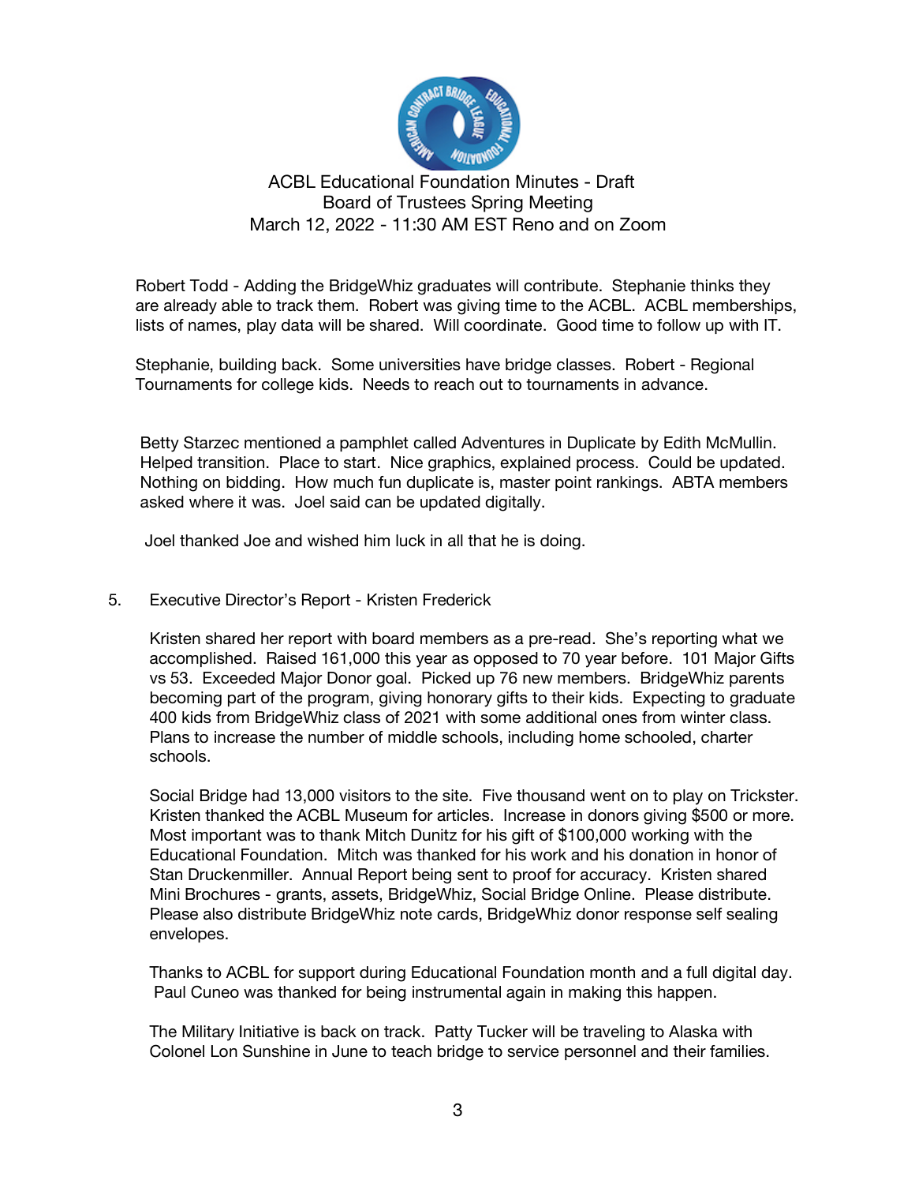ACBL Educational Foundation Minutes - Draft
Board of Trustees Spring Meeting
March 12, 2022 - 11:30 AM EST Reno and on Zoom

Robert Todd - Adding the BridgeWhiz graduates will contribute. Stephanie thinks they are already able to track them. Robert was giving time to the ACBL. ACBL memberships, lists of names, play data will be shared. Will coordinate. Good time to follow up with IT.

Stephanie, building back. Some universities have bridge classes. Robert - Regional Tournaments for college kids. Needs to reach out to tournaments in advance.

Betty Starzec mentioned a pamphlet called Adventures in Duplicate by Edith McMullin. Helped transition. Place to start. Nice graphics, explained process. Could be updated. Nothing on bidding. How much fun duplicate is, master point rankings. ABTA members asked where it was. Joel said can be updated digitally.

Joel thanked Joe and wished him luck in all that he is doing.

5. Executive Director's Report - Kristen Frederick

Kristen shared her report with board members as a pre-read. She's reporting what we accomplished. Raised 161,000 this year as opposed to 70 year before. 101 Major Gifts vs 53. Exceeded Major Donor goal. Picked up 76 new members. BridgeWhiz parents becoming part of the program, giving honorary gifts to their kids. Expecting to graduate 400 kids from BridgeWhiz class of 2021 with some additional ones from winter class. Plans to increase the number of middle schools, including home schooled, charter schools.

Social Bridge had 13,000 visitors to the site. Five thousand went on to play on Trickster. Kristen thanked the ACBL Museum for articles. Increase in donors giving $500 or more. Most important was to thank Mitch Dunitz for his gift of $100,000 working with the Educational Foundation. Mitch was thanked for his work and his donation in honor of Stan Druckenmiller. Annual Report being sent to proof for accuracy. Kristen shared Mini Brochures - grants, assets, BridgeWhiz, Social Bridge Online. Please distribute. Please also distribute BridgeWhiz note cards, BridgeWhiz donor response self sealing envelopes.

Thanks to ACBL for support during Educational Foundation month and a full digital day. Paul Cuneo was thanked for being instrumental again in making this happen.

The Military Initiative is back on track. Patty Tucker will be traveling to Alaska with Colonel Lon Sunshine in June to teach bridge to service personnel and their families.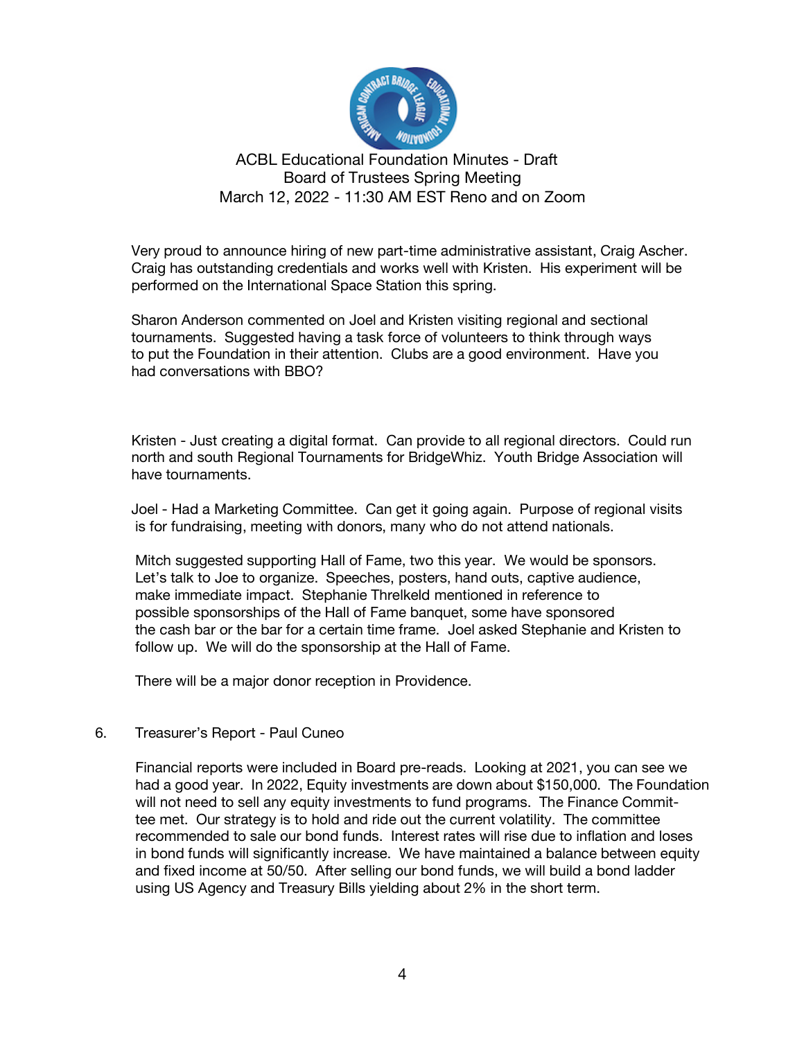ACBL Educational Foundation Minutes - Draft
Board of Trustees Spring Meeting
March 12, 2022 - 11:30 AM EST Reno and on Zoom

Very proud to announce hiring of new part-time administrative assistant, Craig Ascher. Craig has outstanding credentials and works well with Kristen. His experiment will be performed on the International Space Station this spring.

Sharon Anderson commented on Joel and Kristen visiting regional and sectional tournaments. Suggested having a task force of volunteers to think through ways to put the Foundation in their attention. Clubs are a good environment. Have you had conversations with BBO?

Kristen - Just creating a digital format. Can provide to all regional directors. Could run north and south Regional Tournaments for BridgeWhiz. Youth Bridge Association will have tournaments.

Joel - Had a Marketing Committee. Can get it going again. Purpose of regional visits is for fundraising, meeting with donors, many who do not attend nationals.

Mitch suggested supporting Hall of Fame, two this year. We would be sponsors. Let's talk to Joe to organize. Speeches, posters, hand outs, captive audience, make immediate impact. Stephanie Threlkeld mentioned in reference to possible sponsorships of the Hall of Fame banquet, some have sponsored the cash bar or the bar for a certain time frame. Joel asked Stephanie and Kristen to follow up. We will do the sponsorship at the Hall of Fame.

There will be a major donor reception in Providence.

6. Treasurer's Report - Paul Cuneo

Financial reports were included in Board pre-reads. Looking at 2021, you can see we had a good year. In 2022, Equity investments are down about $150,000. The Foundation will not need to sell any equity investments to fund programs. The Finance Committee met. Our strategy is to hold and ride out the current volatility. The committee recommended to sale our bond funds. Interest rates will rise due to inflation and loses in bond funds will significantly increase. We have maintained a balance between equity and fixed income at 50/50. After selling our bond funds, we will build a bond ladder using US Agency and Treasury Bills yielding about 2% in the short term.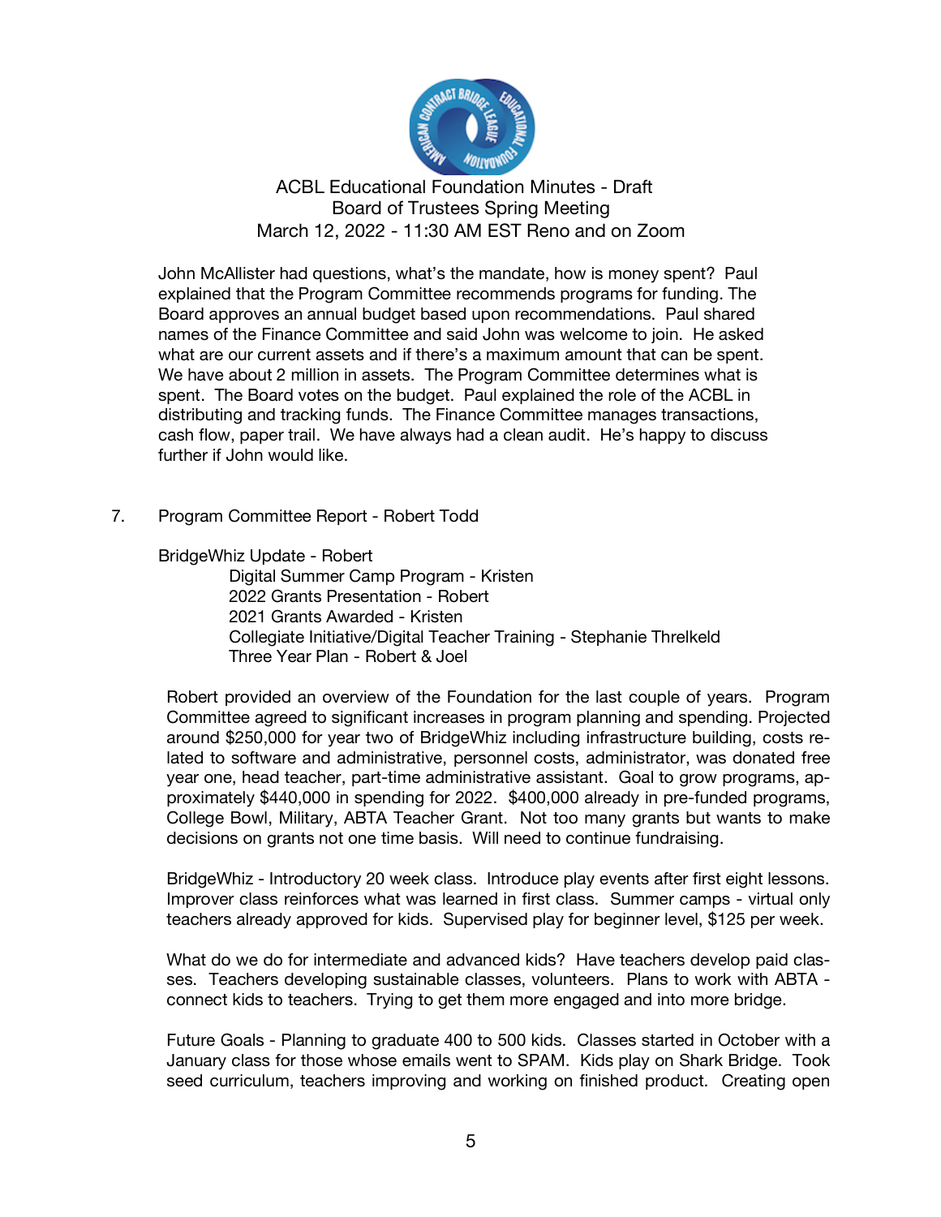ACBL Educational Foundation Minutes - Draft
Board of Trustees Spring Meeting
March 12, 2022 - 11:30 AM EST Reno and on Zoom

John McAllister had questions, what's the mandate, how is money spent? Paul explained that the Program Committee recommends programs for funding. The Board approves an annual budget based upon recommendations. Paul shared names of the Finance Committee and said John was welcome to join. He asked what are our current assets and if there's a maximum amount that can be spent. We have about 2 million in assets. The Program Committee determines what is spent. The Board votes on the budget. Paul explained the role of the ACBL in distributing and tracking funds. The Finance Committee manages transactions, cash flow, paper trail. We have always had a clean audit. He's happy to discuss further if John would like.

7. Program Committee Report - Robert Todd

BridgeWhiz Update - Robert
- Digital Summer Camp Program - Kristen
- 2022 Grants Presentation - Robert
- 2021 Grants Awarded - Kristen
- Collegiate Initiative/Digital Teacher Training - Stephanie Threlkeld
- Three Year Plan - Robert & Joel

Robert provided an overview of the Foundation for the last couple of years. Program Committee agreed to significant increases in program planning and spending. Projected around $250,000 for year two of BridgeWhiz including infrastructure building, costs related to software and administrative, personnel costs, administrator, was donated free year one, head teacher, part-time administrative assistant. Goal to grow programs, approximately $440,000 in spending for 2022. $400,000 already in pre-funded programs, College Bowl, Military, ABTA Teacher Grant. Not too many grants but wants to make decisions on grants not one time basis. Will need to continue fundraising.

BridgeWhiz - Introductory 20 week class. Introduce play events after first eight lessons. Improver class reinforces what was learned in first class. Summer camps - virtual only teachers already approved for kids. Supervised play for beginner level, $125 per week.

What do we do for intermediate and advanced kids? Have teachers develop paid classes. Teachers developing sustainable classes, volunteers. Plans to work with ABTA - connect kids to teachers. Trying to get them more engaged and into more bridge.

Future Goals - Planning to graduate 400 to 500 kids. Classes started in October with a January class for those whose emails went to SPAM. Kids play on Shark Bridge. Took seed curriculum, teachers improving and working on finished product. Creating open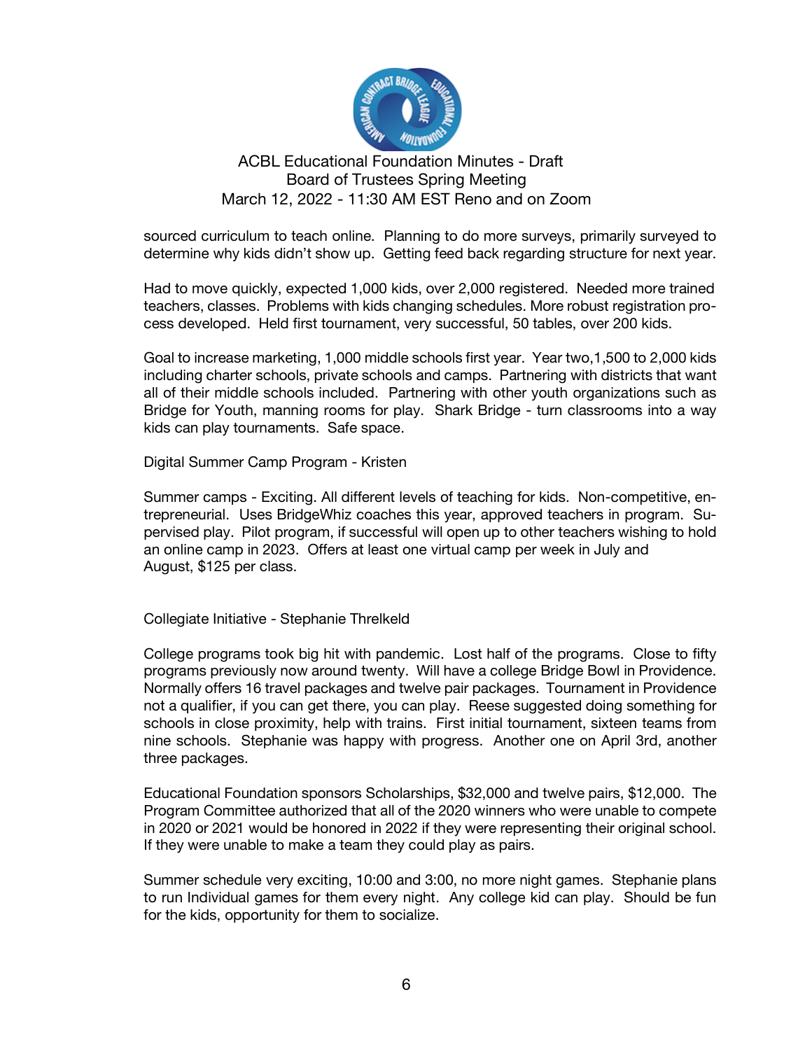sourced curriculum to teach online. Planning to do more surveys, primarily surveyed to determine why kids didn't show up. Getting feed back regarding structure for next year.

Had to move quickly, expected 1,000 kids, over 2,000 registered. Needed more trained teachers, classes. Problems with kids changing schedules. More robust registration process developed. Held first tournament, very successful, 50 tables, over 200 kids.

Goal to increase marketing, 1,000 middle schools first year. Year two,1,500 to 2,000 kids including charter schools, private schools and camps. Partnering with districts that want all of their middle schools included. Partnering with other youth organizations such as Bridge for Youth, manning rooms for play. Shark Bridge - turn classrooms into a way kids can play tournaments. Safe space.

Digital Summer Camp Program - Kristen

Summer camps - Exciting. All different levels of teaching for kids. Non-competitive, entrepreneurial. Uses BridgeWhiz coaches this year, approved teachers in program. Supervised play. Pilot program, if successful will open up to other teachers wishing to hold an online camp in 2023. Offers at least one virtual camp per week in July and August, $125 per class.

Collegiate Initiative - Stephanie Threlkeld

College programs took big hit with pandemic. Lost half of the programs. Close to fifty programs previously now around twenty. Will have a college Bridge Bowl in Providence. Normally offers 16 travel packages and twelve pair packages. Tournament in Providence not a qualifier, if you can get there, you can play. Reese suggested doing something for schools in close proximity, help with trains. First initial tournament, sixteen teams from nine schools. Stephanie was happy with progress. Another one on April 3rd, another three packages.

Educational Foundation sponsors Scholarships, $32,000 and twelve pairs, $12,000. The Program Committee authorized that all of the 2020 winners who were unable to compete in 2020 or 2021 would be honored in 2022 if they were representing their original school. If they were unable to make a team they could play as pairs.

Summer schedule very exciting, 10:00 and 3:00, no more night games. Stephanie plans to run Individual games for them every night. Any college kid can play. Should be fun for the kids, opportunity for them to socialize.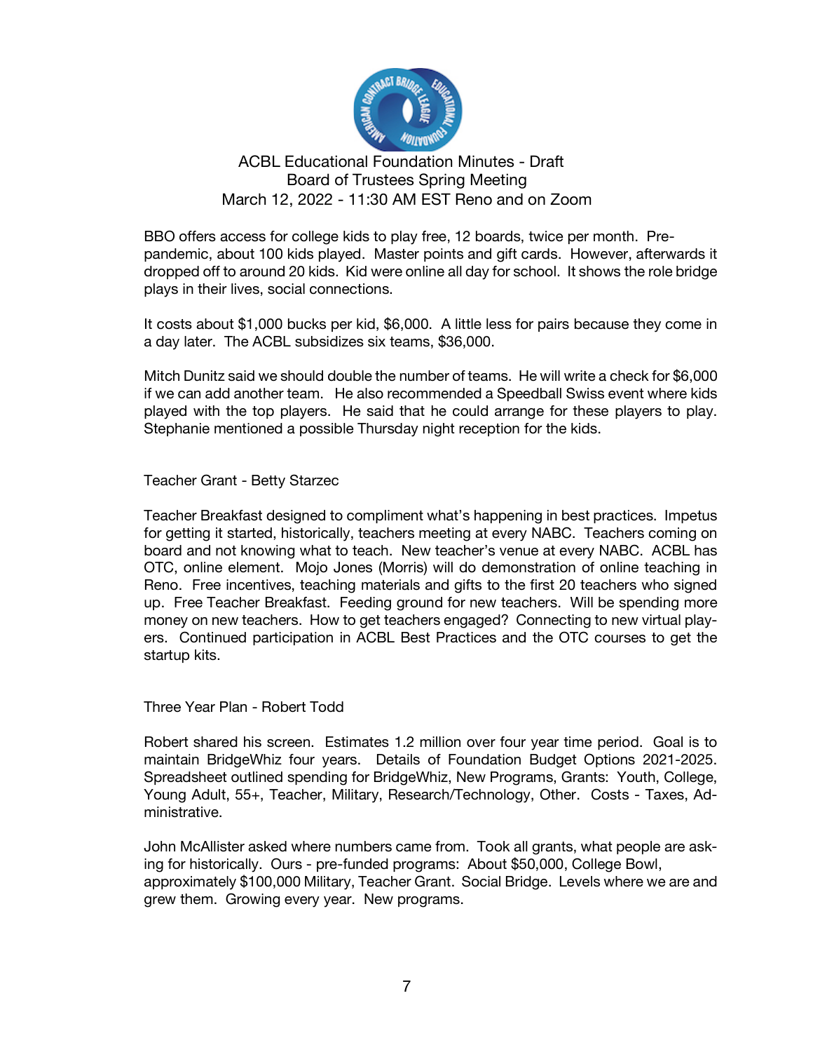ACBL Educational Foundation Minutes - Draft
Board of Trustees Spring Meeting
March 12, 2022 - 11:30 AM EST Reno and on Zoom

BBO offers access for college kids to play free, 12 boards, twice per month. Pre-pandemic, about 100 kids played. Master points and gift cards. However, afterwards it dropped off to around 20 kids. Kid were online all day for school. It shows the role bridge plays in their lives, social connections.

It costs about $1,000 bucks per kid, $6,000. A little less for pairs because they come in a day later. The ACBL subsidizes six teams, $36,000.

Mitch Dunitz said we should double the number of teams. He will write a check for $6,000 if we can add another team. He also recommended a Speedball Swiss event where kids played with the top players. He said that he could arrange for these players to play. Stephanie mentioned a possible Thursday night reception for the kids.

## Teacher Grant - Betty Starzec

Teacher Breakfast designed to compliment what's happening in best practices. Impetus for getting it started, historically, teachers meeting at every NABC. Teachers coming on board and not knowing what to teach. New teacher's venue at every NABC. ACBL has OTC, online element. Mojo Jones (Morris) will do demonstration of online teaching in Reno. Free incentives, teaching materials and gifts to the first 20 teachers who signed up. Free Teacher Breakfast. Feeding ground for new teachers. Will be spending more money on new teachers. How to get teachers engaged? Connecting to new virtual players. Continued participation in ACBL Best Practices and the OTC courses to get the startup kits.

## Three Year Plan - Robert Todd

Robert shared his screen. Estimates 1.2 million over four year time period. Goal is to maintain BridgeWhiz four years. Details of Foundation Budget Options 2021-2025. Spreadsheet outlined spending for BridgeWhiz, New Programs, Grants: Youth, College, Young Adult, 55+, Teacher, Military, Research/Technology, Other. Costs - Taxes, Administrative.

John McAllister asked where numbers came from. Took all grants, what people are asking for historically. Ours - pre-funded programs: About $50,000, College Bowl, approximately $100,000 Military, Teacher Grant. Social Bridge. Levels where we are and grew them. Growing every year. New programs.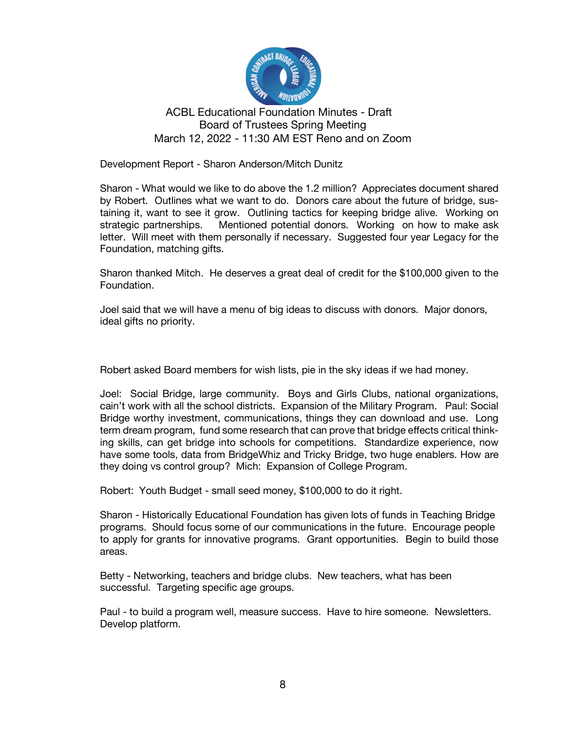ACBL Educational Foundation Minutes - Draft
Board of Trustees Spring Meeting
March 12, 2022 - 11:30 AM EST Reno and on Zoom

Development Report - Sharon Anderson/Mitch Dunitz

Sharon - What would we like to do above the 1.2 million? Appreciates document shared by Robert. Outlines what we want to do. Donors care about the future of bridge, sustaining it, want to see it grow. Outlining tactics for keeping bridge alive. Working on strategic partnerships. Mentioned potential donors. Working on how to make ask letter. Will meet with them personally if necessary. Suggested four year Legacy for the Foundation, matching gifts.

Sharon thanked Mitch. He deserves a great deal of credit for the $100,000 given to the Foundation.

Joel said that we will have a menu of big ideas to discuss with donors. Major donors, ideal gifts no priority.

Robert asked Board members for wish lists, pie in the sky ideas if we had money.

Joel: Social Bridge, large community. Boys and Girls Clubs, national organizations, cain't work with all the school districts. Expansion of the Military Program. Paul: Social Bridge worthy investment, communications, things they can download and use. Long term dream program, fund some research that can prove that bridge effects critical thinking skills, can get bridge into schools for competitions. Standardize experience, now have some tools, data from BridgeWhiz and Tricky Bridge, two huge enablers. How are they doing vs control group? Mich: Expansion of College Program.

Robert: Youth Budget - small seed money, $100,000 to do it right.

Sharon - Historically Educational Foundation has given lots of funds in Teaching Bridge programs. Should focus some of our communications in the future. Encourage people to apply for grants for innovative programs. Grant opportunities. Begin to build those areas.

Betty - Networking, teachers and bridge clubs. New teachers, what has been successful. Targeting specific age groups.

Paul - to build a program well, measure success. Have to hire someone. Newsletters. Develop platform.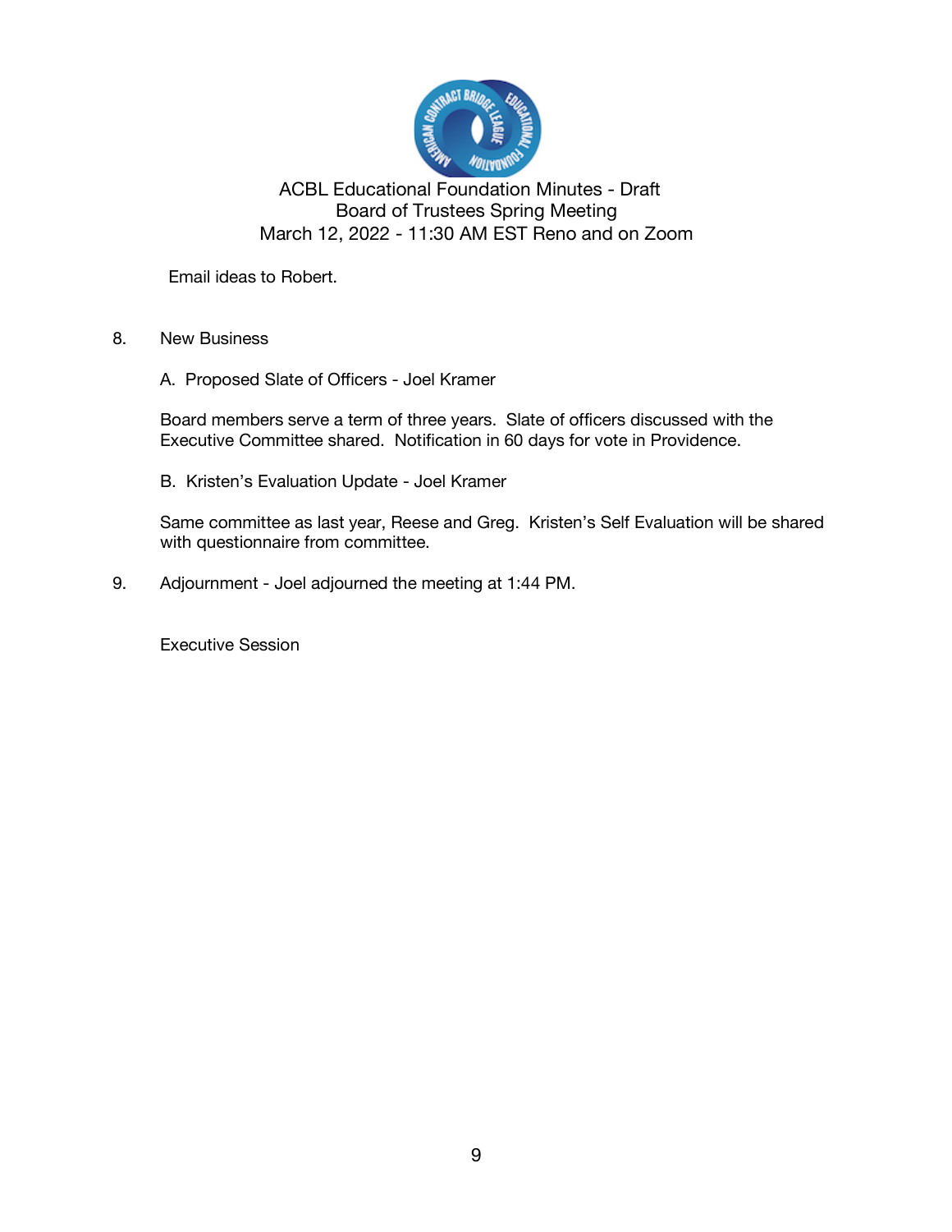ACBL Educational Foundation Minutes - Draft
Board of Trustees Spring Meeting
March 12, 2022 - 11:30 AM EST Reno and on Zoom

Email ideas to Robert.

8. New Business

A. Proposed Slate of Officers - Joel Kramer

Board members serve a term of three years. Slate of officers discussed with the Executive Committee shared. Notification in 60 days for vote in Providence.

B. Kristen's Evaluation Update - Joel Kramer

Same committee as last year, Reese and Greg. Kristen's Self Evaluation will be shared with questionnaire from committee.

9. Adjournment - Joel adjourned the meeting at 1:44 PM.

Executive Session